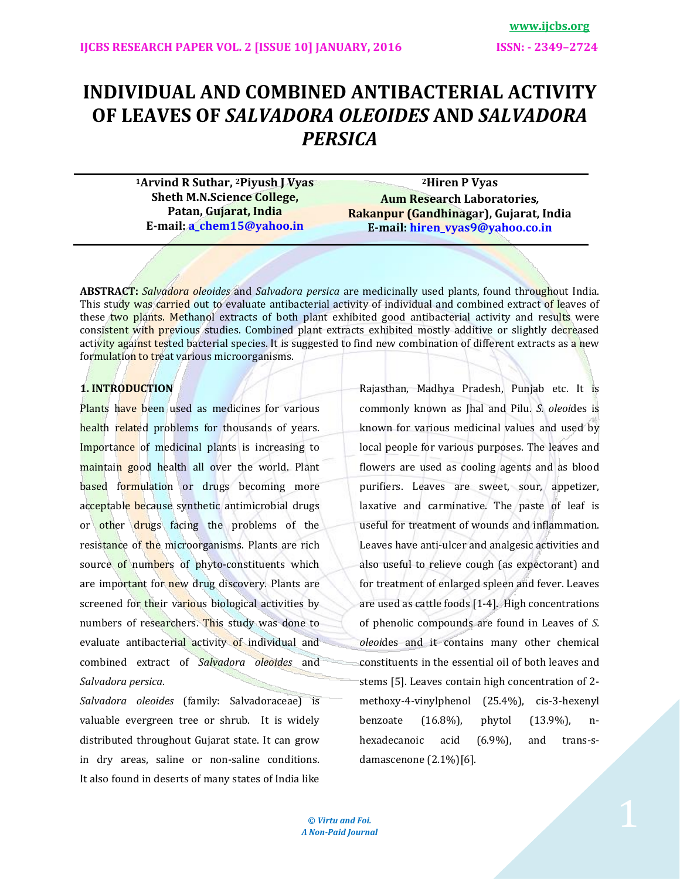# INDIVIDUAL AND COMBINED ANTIBACTERIAL ACTIVITY OF LEAVES OF *SALVADORA OLEOIDES* AND *SALVADORA PERSICA*

**[1]Arvind R Suthar, [2]Piyush J Vyas**
**Sheth M.N.Science College, Patan, Gujarat, India**
**E-mail: a_chem15@yahoo.in**

**[2]Hiren P Vyas**
**Aum Research Laboratories, Rakanpur (Gandhinagar), Gujarat, India**
**E-mail: hiren_vyas9@yahoo.co.in**

**ABSTRACT:** *Salvadora oleoides* and *Salvadora persica* are medicinally used plants, found throughout India. This study was carried out to evaluate antibacterial activity of individual and combined extract of leaves of these two plants. Methanol extracts of both plant exhibited good antibacterial activity and results were consistent with previous studies. Combined plant extracts exhibited mostly additive or slightly decreased activity against tested bacterial species. It is suggested to find new combination of different extracts as a new formulation to treat various microorganisms.

## 1. INTRODUCTION

Plants have been used as medicines for various health related problems for thousands of years. Importance of medicinal plants is increasing to maintain good health all over the world. Plant based formulation or drugs becoming more acceptable because synthetic antimicrobial drugs or other drugs facing the problems of the resistance of the microorganisms. Plants are rich source of numbers of phyto-constituents which are important for new drug discovery. Plants are screened for their various biological activities by numbers of researchers. This study was done to evaluate antibacterial activity of individual and combined extract of *Salvadora oleoides* and *Salvadora persica*.

*Salvadora oleoides* (family: Salvadoraceae) is valuable evergreen tree or shrub. It is widely distributed throughout Gujarat state. It can grow in dry areas, saline or non-saline conditions. It also found in deserts of many states of India like Rajasthan, Madhya Pradesh, Punjab etc. It is commonly known as Jhal and Pilu. *S. oleoides* is known for various medicinal values and used by local people for various purposes. The leaves and flowers are used as cooling agents and as blood purifiers. Leaves are sweet, sour, appetizer, laxative and carminative. The paste of leaf is useful for treatment of wounds and inflammation. Leaves have anti-ulcer and analgesic activities and also useful to relieve cough (as expectorant) and for treatment of enlarged spleen and fever. Leaves are used as cattle foods [1-4]. High concentrations of phenolic compounds are found in Leaves of *S. oleoides* and it contains many other chemical constituents in the essential oil of both leaves and stems [5]. Leaves contain high concentration of 2-methoxy-4-vinylphenol (25.4%), cis-3-hexenyl benzoate (16.8%), phytol (13.9%), n-hexadecanoic acid (6.9%), and trans-s-damascenone (2.1%)[6].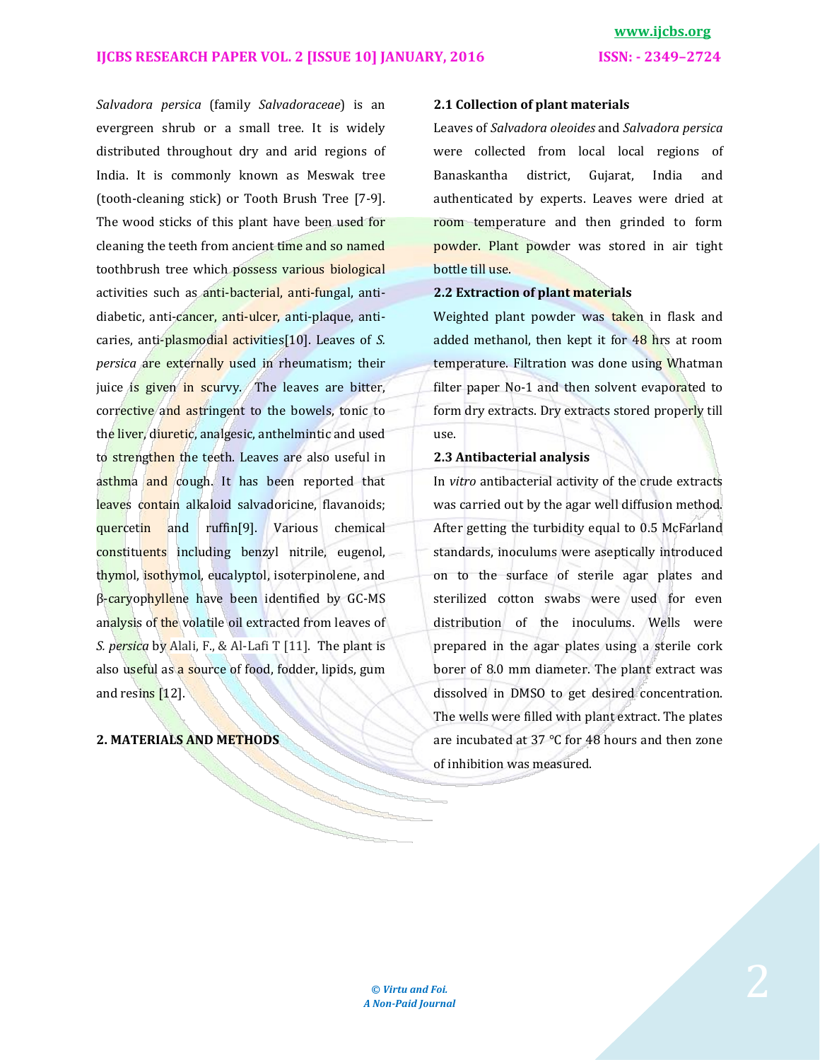*Salvadora persica* (family *Salvadoraceae*) is an evergreen shrub or a small tree. It is widely distributed throughout dry and arid regions of India. It is commonly known as Meswak tree (tooth-cleaning stick) or Tooth Brush Tree [7-9]. The wood sticks of this plant have been used for cleaning the teeth from ancient time and so named toothbrush tree which possess various biological activities such as anti-bacterial, anti-fungal, anti-diabetic, anti-cancer, anti-ulcer, anti-plaque, anti-caries, anti-plasmodial activities[10]. Leaves of *S. persica* are externally used in rheumatism; their juice is given in scurvy. The leaves are bitter, corrective and astringent to the bowels, tonic to the liver, diuretic, analgesic, anthelmintic and used to strengthen the teeth. Leaves are also useful in asthma and cough. It has been reported that leaves contain alkaloid salvadoricine, flavanoids; quercetin and ruffin[9]. Various chemical constituents including benzyl nitrile, eugenol, thymol, isothymol, eucalyptol, isoterpinolene, and β-caryophyllene have been identified by GC-MS analysis of the volatile oil extracted from leaves of *S. persica* by Alali, F., & Al-Lafi T [11]. The plant is also useful as a source of food, fodder, lipids, gum and resins [12].

## 2. MATERIALS AND METHODS

### 2.1 Collection of plant materials

Leaves of *Salvadora oleoides* and *Salvadora persica* were collected from local local regions of Banaskantha district, Gujarat, India and authenticated by experts. Leaves were dried at room temperature and then grinded to form powder. Plant powder was stored in air tight bottle till use.

### 2.2 Extraction of plant materials

Weighted plant powder was taken in flask and added methanol, then kept it for 48 hrs at room temperature. Filtration was done using Whatman filter paper No-1 and then solvent evaporated to form dry extracts. Dry extracts stored properly till use.

### 2.3 Antibacterial analysis

In *vitro* antibacterial activity of the crude extracts was carried out by the agar well diffusion method. After getting the turbidity equal to 0.5 McFarland standards, inoculums were aseptically introduced on to the surface of sterile agar plates and sterilized cotton swabs were used for even distribution of the inoculums. Wells were prepared in the agar plates using a sterile cork borer of 8.0 mm diameter. The plant extract was dissolved in DMSO to get desired concentration. The wells were filled with plant extract. The plates are incubated at 37 °C for 48 hours and then zone of inhibition was measured.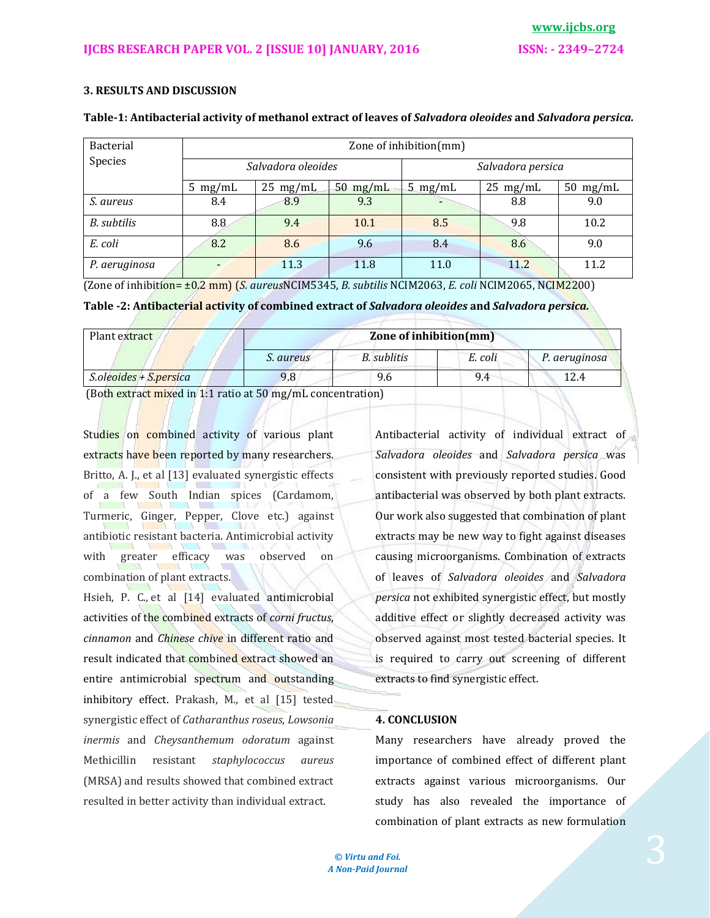## 3. RESULTS AND DISCUSSION

**Table-1: Antibacterial activity of methanol extract of leaves of *Salvadora oleoides* and *Salvadora persica.***

| Bacterial Species | Zone of inhibition(mm) | | | | | |
|---|---|---|---|---|---|---|
| | *Salvadora oleoides* | | | *Salvadora persica* | | |
| | 5 mg/mL | 25 mg/mL | 50 mg/mL | 5 mg/mL | 25 mg/mL | 50 mg/mL |
| *S. aureus* | 8.4 | 8.9 | 9.3 | - | 8.8 | 9.0 |
| *B. subtilis* | 8.8 | 9.4 | 10.1 | 8.5 | 9.8 | 10.2 |
| *E. coli* | 8.2 | 8.6 | 9.6 | 8.4 | 8.6 | 9.0 |
| *P. aeruginosa* | - | 11.3 | 11.8 | 11.0 | 11.2 | 11.2 |

(Zone of inhibition= ±0.2 mm) (*S. aureus*NCIM5345, *B. subtilis* NCIM2063, *E. coli* NCIM2065, NCIM2200)

**Table -2: Antibacterial activity of combined extract of *Salvadora oleoides* and *Salvadora persica.***

| Plant extract | Zone of inhibition(mm) | | | |
|---|---|---|---|---|
| | *S. aureus* | *B. sublitis* | *E. coli* | *P. aeruginosa* |
| *S.oleoides + S.persica* | 9.8 | 9.6 | 9.4 | 12.4 |

(Both extract mixed in 1:1 ratio at 50 mg/mL concentration)

Studies on combined activity of various plant extracts have been reported by many researchers. Britto, A. J., et al [13] evaluated synergistic effects of a few South Indian spices (Cardamom, Turmeric, Ginger, Pepper, Clove etc.) against antibiotic resistant bacteria. Antimicrobial activity with greater efficacy was observed on combination of plant extracts.

Hsieh, P. C., et al [14] evaluated antimicrobial activities of the combined extracts of *corni fructus*, *cinnamon* and *Chinese chive* in different ratio and result indicated that combined extract showed an entire antimicrobial spectrum and outstanding inhibitory effect. Prakash, M., et al [15] tested synergistic effect of *Catharanthus roseus*, *Lowsonia inermis* and *Cheysanthemum odoratum* against Methicillin resistant *staphylococcus aureus* (MRSA) and results showed that combined extract resulted in better activity than individual extract.

Antibacterial activity of individual extract of *Salvadora oleoides* and *Salvadora persica* was consistent with previously reported studies. Good antibacterial was observed by both plant extracts. Our work also suggested that combination of plant extracts may be new way to fight against diseases causing microorganisms. Combination of extracts of leaves of *Salvadora oleoides* and *Salvadora persica* not exhibited synergistic effect, but mostly additive effect or slightly decreased activity was observed against most tested bacterial species. It is required to carry out screening of different extracts to find synergistic effect.

## 4. CONCLUSION

Many researchers have already proved the importance of combined effect of different plant extracts against various microorganisms. Our study has also revealed the importance of combination of plant extracts as new formulation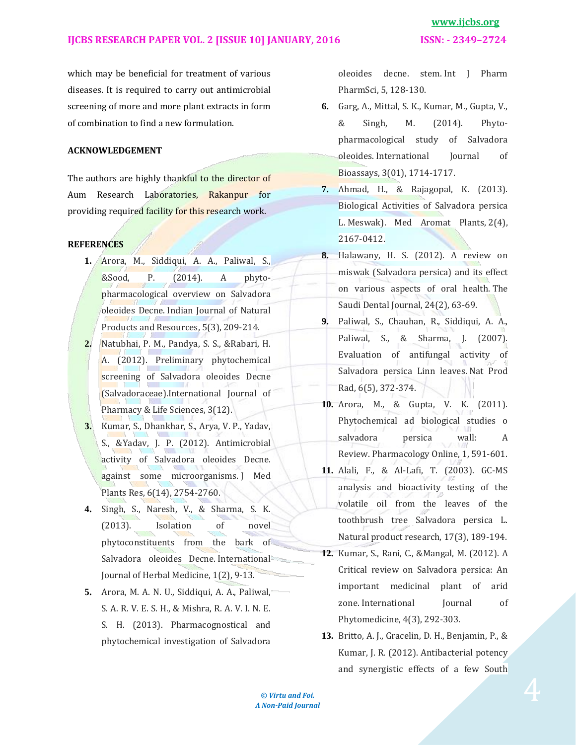which may be beneficial for treatment of various diseases. It is required to carry out antimicrobial screening of more and more plant extracts in form of combination to find a new formulation.

## ACKNOWLEDGEMENT

The authors are highly thankful to the director of Aum Research Laboratories, Rakanpur for providing required facility for this research work.

## REFERENCES

1. Arora, M., Siddiqui, A. A., Paliwal, S., &Sood, P. (2014). A phyto-pharmacological overview on Salvadora oleoides Decne. Indian Journal of Natural Products and Resources, 5(3), 209-214.
2. Natubhai, P. M., Pandya, S. S., &Rabari, H. A. (2012). Preliminary phytochemical screening of Salvadora oleoides Decne (Salvadoraceae).International Journal of Pharmacy & Life Sciences, 3(12).
3. Kumar, S., Dhankhar, S., Arya, V. P., Yadav, S., &Yadav, J. P. (2012). Antimicrobial activity of Salvadora oleoides Decne. against some microorganisms. J Med Plants Res, 6(14), 2754-2760.
4. Singh, S., Naresh, V., & Sharma, S. K. (2013). Isolation of novel phytoconstituents from the bark of Salvadora oleoides Decne. International Journal of Herbal Medicine, 1(2), 9-13.
5. Arora, M. A. N. U., Siddiqui, A. A., Paliwal, S. A. R. V. E. S. H., & Mishra, R. A. V. I. N. E. S. H. (2013). Pharmacognostical and phytochemical investigation of Salvadora oleoides decne. stem. Int J Pharm PharmSci, 5, 128-130.
6. Garg, A., Mittal, S. K., Kumar, M., Gupta, V., & Singh, M. (2014). Phyto-pharmacological study of Salvadora oleoides. International Journal of Bioassays, 3(01), 1714-1717.
7. Ahmad, H., & Rajagopal, K. (2013). Biological Activities of Salvadora persica L. Meswak). Med Aromat Plants, 2(4), 2167-0412.
8. Halawany, H. S. (2012). A review on miswak (Salvadora persica) and its effect on various aspects of oral health. The Saudi Dental Journal, 24(2), 63-69.
9. Paliwal, S., Chauhan, R., Siddiqui, A. A., Paliwal, S., & Sharma, J. (2007). Evaluation of antifungal activity of Salvadora persica Linn leaves. Nat Prod Rad, 6(5), 372-374.
10. Arora, M., & Gupta, V. K. (2011). Phytochemical ad biological studies o salvadora persica wall: A Review. Pharmacology Online, 1, 591-601.
11. Alali, F., & Al-Lafi, T. (2003). GC-MS analysis and bioactivity testing of the volatile oil from the leaves of the toothbrush tree Salvadora persica L. Natural product research, 17(3), 189-194.
12. Kumar, S., Rani, C., &Mangal, M. (2012). A Critical review on Salvadora persica: An important medicinal plant of arid zone. International Journal of Phytomedicine, 4(3), 292-303.
13. Britto, A. J., Gracelin, D. H., Benjamin, P., & Kumar, J. R. (2012). Antibacterial potency and synergistic effects of a few South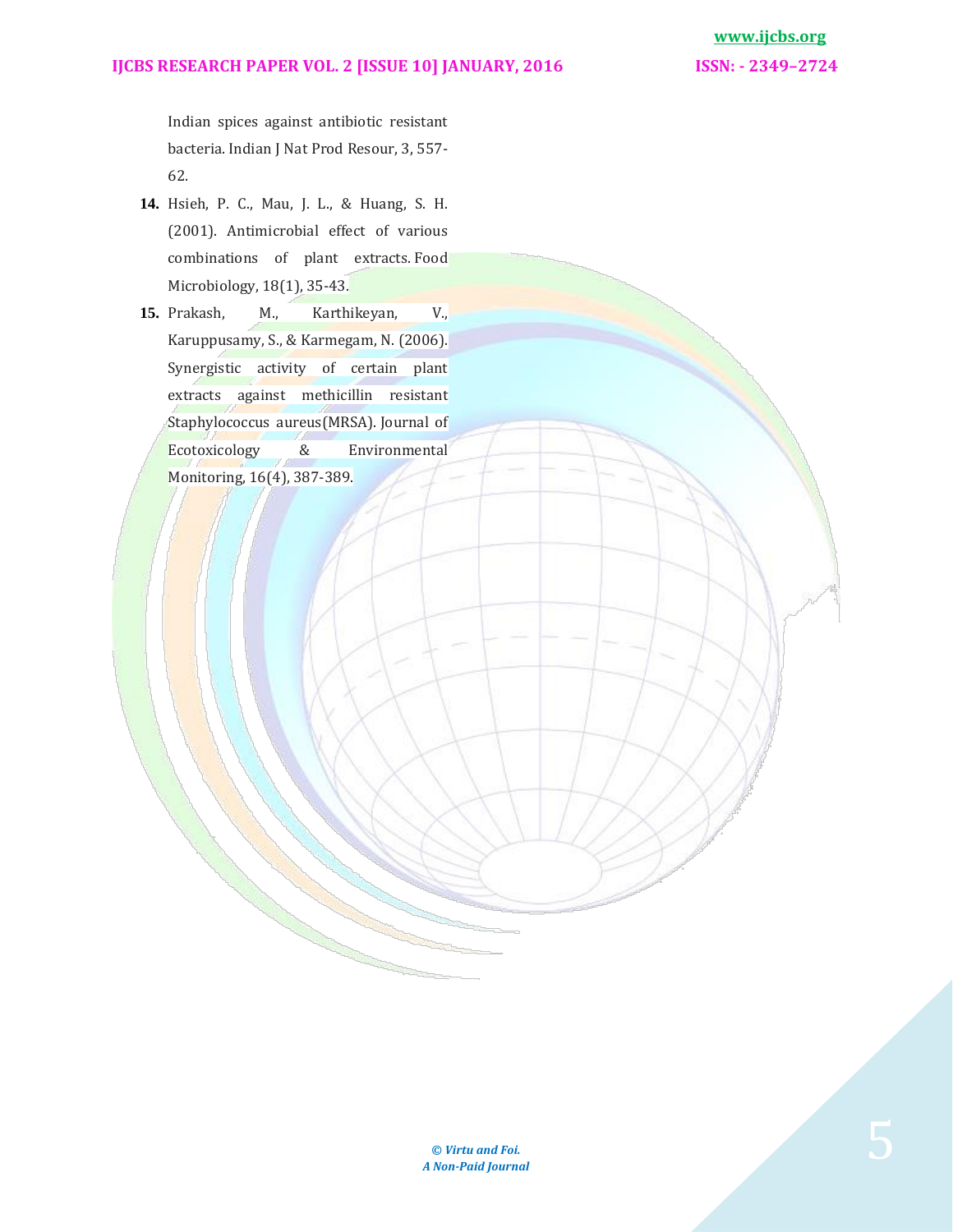Indian spices against antibiotic resistant bacteria. Indian J Nat Prod Resour, 3, 557-62.

14. Hsieh, P. C., Mau, J. L., & Huang, S. H. (2001). Antimicrobial effect of various combinations of plant extracts. Food Microbiology, 18(1), 35-43.
15. Prakash, M., Karthikeyan, V., Karuppusamy, S., & Karmegam, N. (2006). Synergistic activity of certain plant extracts against methicillin resistant Staphylococcus aureus(MRSA). Journal of Ecotoxicology & Environmental Monitoring, 16(4), 387-389.

*© Virtu and Foi.*
*A Non-Paid Journal*